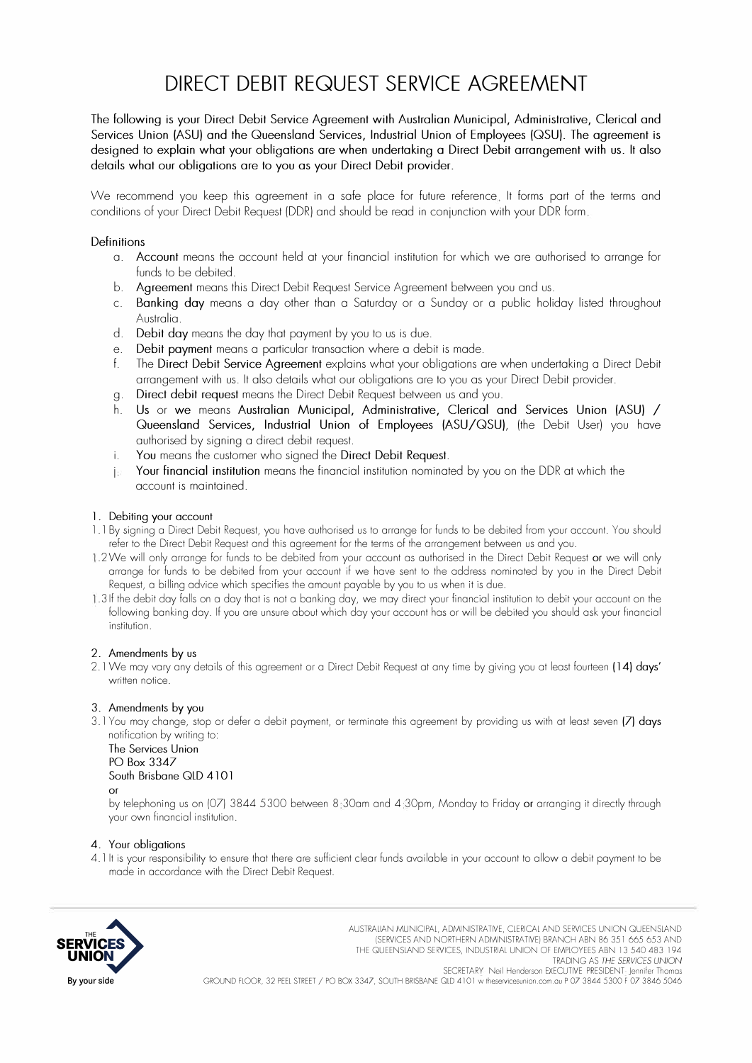# DIRECT DEBIT REQUEST SERVICE AGREEMENT

The following is your Direct Debit Service Agreement with Australian Municipal, Administrative, Clerical and Services Union (ASU) and the Queensland Services, Industrial Union of Employees (QSU). The agreement is designed to explain what your obligations are when undertaking a Direct Debit arrangement with us. It also details what our obligations are to you as your Direct Debit provider.

We recommend you keep this agreement in a safe place for future reference. It forms part of the terms and conditions of your Direct Debit Request (DDR) and should be read in conjunction with your DDR form.

## Definitions

a. **Account** means the account held at your financial institution for which we are authorised to arrange for funds to be debited.
b. **Agreement** means this Direct Debit Request Service Agreement between you and us.
c. **Banking day** means a day other than a Saturday or a Sunday or a public holiday listed throughout Australia.
d. **Debit day** means the day that payment by you to us is due.
e. **Debit payment** means a particular transaction where a debit is made.
f. The **Direct Debit Service Agreement** explains what your obligations are when undertaking a Direct Debit arrangement with us. It also details what our obligations are to you as your Direct Debit provider.
g. **Direct debit request** means the Direct Debit Request between us and you.
h. **Us** or **we** means **Australian Municipal, Administrative, Clerical and Services Union (ASU) / Queensland Services, Industrial Union of Employees (ASU/QSU)**, (the Debit User) you have authorised by signing a direct debit request.
i. **You** means the customer who signed the **Direct Debit Request**.
j. **Your financial institution** means the financial institution nominated by you on the DDR at which the account is maintained.

## 1. Debiting your account

1.1 By signing a Direct Debit Request, you have authorised us to arrange for funds to be debited from your account. You should refer to the Direct Debit Request and this agreement for the terms of the arrangement between us and you.

1.2 We will only arrange for funds to be debited from your account as authorised in the Direct Debit Request **or** we will only arrange for funds to be debited from your account if we have sent to the address nominated by you in the Direct Debit Request, a billing advice which specifies the amount payable by you to us when it is due.

1.3 If the debit day falls on a day that is not a banking day, we may direct your financial institution to debit your account on the following banking day. If you are unsure about which day your account has or will be debited you should ask your financial institution.

## 2. Amendments by us

2.1 We may vary any details of this agreement or a Direct Debit Request at any time by giving you at least fourteen **(14) days'** written notice.

## 3. Amendments by you

3.1 You may change, stop or defer a debit payment, or terminate this agreement by providing us with at least seven **(7) days** notification by writing to:

The Services Union
PO Box 3347
South Brisbane QLD 4101

or

by telephoning us on (07) 3844 5300 between 8:30am and 4:30pm, Monday to Friday **or** arranging it directly through your own financial institution.

## 4. Your obligations

4.1 It is your responsibility to ensure that there are sufficient clear funds available in your account to allow a debit payment to be made in accordance with the Direct Debit Request.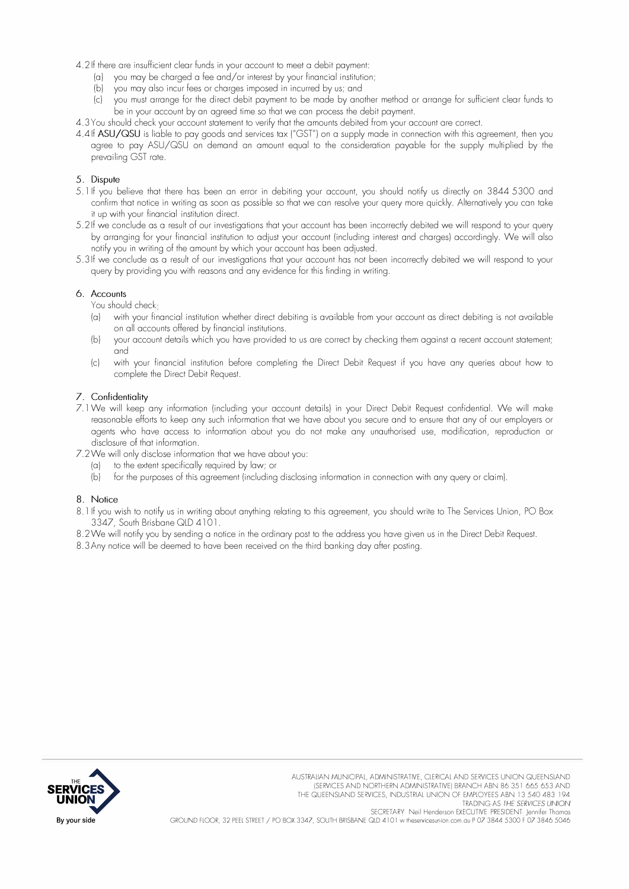4.2 If there are insufficient clear funds in your account to meet a debit payment:

(a) you may be charged a fee and/or interest by your financial institution;

(b) you may also incur fees or charges imposed in incurred by us; and

(c) you must arrange for the direct debit payment to be made by another method or arrange for sufficient clear funds to be in your account by an agreed time so that we can process the debit payment.

4.3 You should check your account statement to verify that the amounts debited from your account are correct.

4.4 If **ASU/QSU** is liable to pay goods and services tax ("GST") on a supply made in connection with this agreement, then you agree to pay ASU/QSU on demand an amount equal to the consideration payable for the supply multiplied by the prevailing GST rate.

## 5. Dispute

5.1 If you believe that there has been an error in debiting your account, you should notify us directly on 3844 5300 and confirm that notice in writing as soon as possible so that we can resolve your query more quickly. Alternatively you can take it up with your financial institution direct.

5.2 If we conclude as a result of our investigations that your account has been incorrectly debited we will respond to your query by arranging for your financial institution to adjust your account (including interest and charges) accordingly. We will also notify you in writing of the amount by which your account has been adjusted.

5.3 If we conclude as a result of our investigations that your account has not been incorrectly debited we will respond to your query by providing you with reasons and any evidence for this finding in writing.

## 6. Accounts

You should check:

(a) with your financial institution whether direct debiting is available from your account as direct debiting is not available on all accounts offered by financial institutions.

(b) your account details which you have provided to us are correct by checking them against a recent account statement; and

(c) with your financial institution before completing the Direct Debit Request if you have any queries about how to complete the Direct Debit Request.

## 7. Confidentiality

7.1 We will keep any information (including your account details) in your Direct Debit Request confidential. We will make reasonable efforts to keep any such information that we have about you secure and to ensure that any of our employers or agents who have access to information about you do not make any unauthorised use, modification, reproduction or disclosure of that information.

7.2 We will only disclose information that we have about you:

(a) to the extent specifically required by law; or

(b) for the purposes of this agreement (including disclosing information in connection with any query or claim).

## 8. Notice

8.1 If you wish to notify us in writing about anything relating to this agreement, you should write to The Services Union, PO Box 3347, South Brisbane QLD 4101.

8.2 We will notify you by sending a notice in the ordinary post to the address you have given us in the Direct Debit Request.

8.3 Any notice will be deemed to have been received on the third banking day after posting.

THE SERVICES UNION
By your side

AUSTRALIAN MUNICIPAL, ADMINISTRATIVE, CLERICAL AND SERVICES UNION QUEENSLAND (SERVICES AND NORTHERN ADMINISTRATIVE) BRANCH ABN 86 351 665 653 AND THE QUEENSLAND SERVICES, INDUSTRIAL UNION OF EMPLOYEES ABN 13 540 483 194 TRADING AS *THE SERVICES UNION*
SECRETARY: Neil Henderson EXECUTIVE PRESIDENT: Jennifer Thomas
GROUND FLOOR, 32 PEEL STREET / PO BOX 3347, SOUTH BRISBANE QLD 4101 w theservicesunion.com.au P 07 3844 5300 F 07 3846 5046